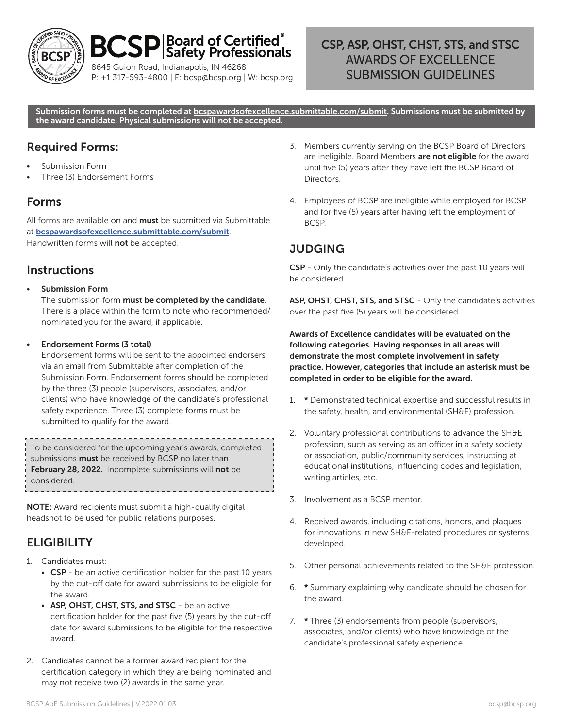BCSP | Board of Certified® Safety Professionals

8645 Guion Road, Indianapolis, IN 46268
P: +1 317-593-4800 | E: bcsp@bcsp.org | W: bcsp.org

# CSP, ASP, OHST, CHST, STS, and STSC AWARDS OF EXCELLENCE SUBMISSION GUIDELINES

**Submission forms must be completed at bcspawardsofexcellence.submittable.com/submit. Submissions must be submitted by the award candidate. Physical submissions will not be accepted.**

## Required Forms:

- Submission Form
- Three (3) Endorsement Forms

## Forms

All forms are available on and **must** be submitted via Submittable at **bcspawardsofexcellence.submittable.com/submit**. Handwritten forms will **not** be accepted.

## Instructions

- **Submission Form**
  The submission form **must be completed by the candidate**. There is a place within the form to note who recommended/nominated you for the award, if applicable.

- **Endorsement Forms (3 total)**
  Endorsement forms will be sent to the appointed endorsers via an email from Submittable after completion of the Submission Form. Endorsement forms should be completed by the three (3) people (supervisors, associates, and/or clients) who have knowledge of the candidate's professional safety experience. Three (3) complete forms must be submitted to qualify for the award.

> To be considered for the upcoming year's awards, completed submissions **must** be received by BCSP no later than **February 28, 2022.** Incomplete submissions will **not** be considered.

**NOTE:** Award recipients must submit a high-quality digital headshot to be used for public relations purposes.

## ELIGIBILITY

1. Candidates must:
   - **CSP** - be an active certification holder for the past 10 years by the cut-off date for award submissions to be eligible for the award.
   - **ASP, OHST, CHST, STS, and STSC** - be an active certification holder for the past five (5) years by the cut-off date for award submissions to be eligible for the respective award.
2. Candidates cannot be a former award recipient for the certification category in which they are being nominated and may not receive two (2) awards in the same year.
3. Members currently serving on the BCSP Board of Directors are ineligible. Board Members **are not eligible** for the award until five (5) years after they have left the BCSP Board of Directors.
4. Employees of BCSP are ineligible while employed for BCSP and for five (5) years after having left the employment of BCSP.

## JUDGING

**CSP** - Only the candidate's activities over the past 10 years will be considered.

**ASP, OHST, CHST, STS, and STSC** - Only the candidate's activities over the past five (5) years will be considered.

**Awards of Excellence candidates will be evaluated on the following categories. Having responses in all areas will demonstrate the most complete involvement in safety practice. However, categories that include an asterisk must be completed in order to be eligible for the award.**

1. **\*** Demonstrated technical expertise and successful results in the safety, health, and environmental (SH&E) profession.
2. Voluntary professional contributions to advance the SH&E profession, such as serving as an officer in a safety society or association, public/community services, instructing at educational institutions, influencing codes and legislation, writing articles, etc.
3. Involvement as a BCSP mentor.
4. Received awards, including citations, honors, and plaques for innovations in new SH&E-related procedures or systems developed.
5. Other personal achievements related to the SH&E profession.
6. **\*** Summary explaining why candidate should be chosen for the award.
7. **\*** Three (3) endorsements from people (supervisors, associates, and/or clients) who have knowledge of the candidate's professional safety experience.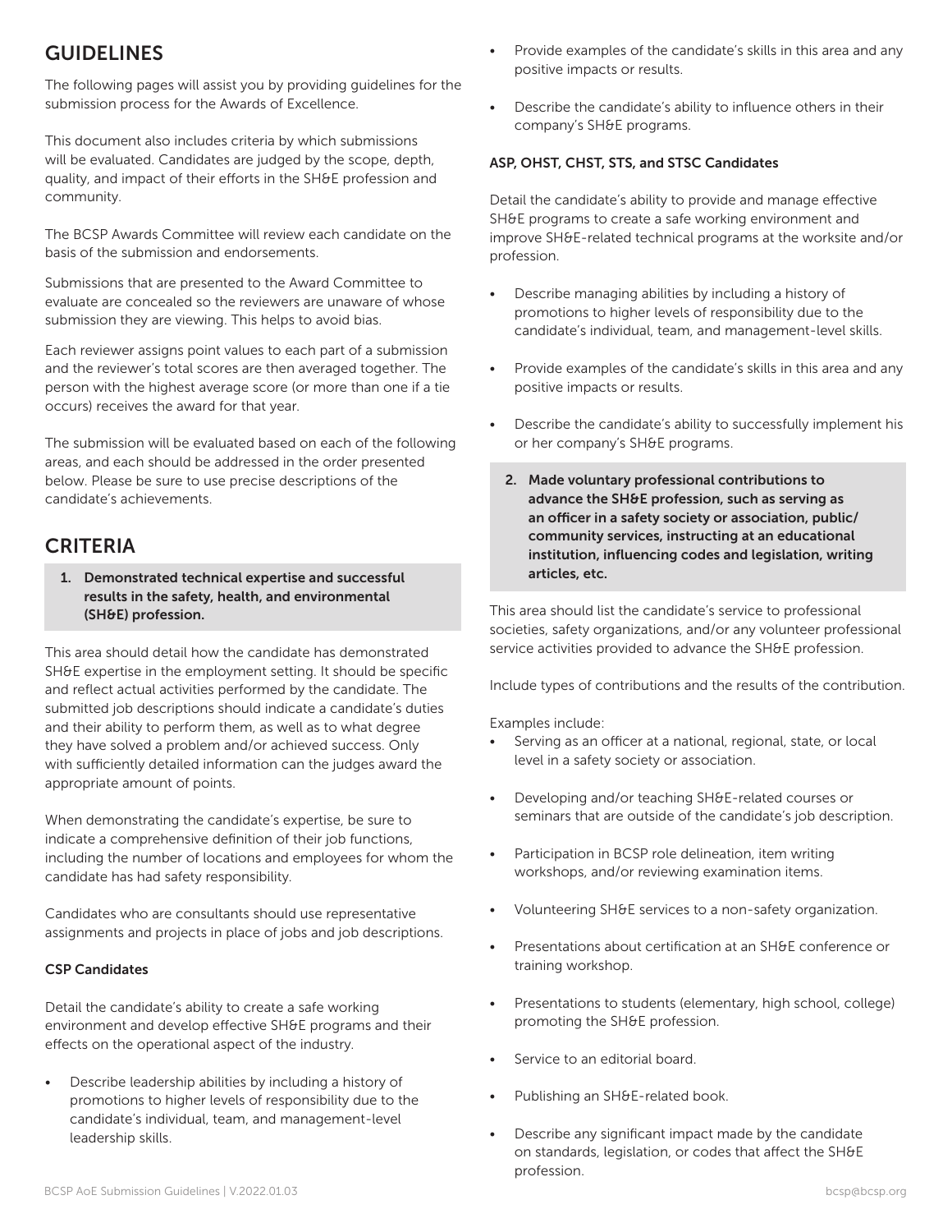## GUIDELINES

The following pages will assist you by providing guidelines for the submission process for the Awards of Excellence.

This document also includes criteria by which submissions will be evaluated. Candidates are judged by the scope, depth, quality, and impact of their efforts in the SH&E profession and community.

The BCSP Awards Committee will review each candidate on the basis of the submission and endorsements.

Submissions that are presented to the Award Committee to evaluate are concealed so the reviewers are unaware of whose submission they are viewing. This helps to avoid bias.

Each reviewer assigns point values to each part of a submission and the reviewer's total scores are then averaged together. The person with the highest average score (or more than one if a tie occurs) receives the award for that year.

The submission will be evaluated based on each of the following areas, and each should be addressed in the order presented below. Please be sure to use precise descriptions of the candidate's achievements.

## CRITERIA

**1. Demonstrated technical expertise and successful results in the safety, health, and environmental (SH&E) profession.**

This area should detail how the candidate has demonstrated SH&E expertise in the employment setting. It should be specific and reflect actual activities performed by the candidate. The submitted job descriptions should indicate a candidate's duties and their ability to perform them, as well as to what degree they have solved a problem and/or achieved success. Only with sufficiently detailed information can the judges award the appropriate amount of points.

When demonstrating the candidate's expertise, be sure to indicate a comprehensive definition of their job functions, including the number of locations and employees for whom the candidate has had safety responsibility.

Candidates who are consultants should use representative assignments and projects in place of jobs and job descriptions.

**CSP Candidates**

Detail the candidate's ability to create a safe working environment and develop effective SH&E programs and their effects on the operational aspect of the industry.

- Describe leadership abilities by including a history of promotions to higher levels of responsibility due to the candidate's individual, team, and management-level leadership skills.
- Provide examples of the candidate's skills in this area and any positive impacts or results.
- Describe the candidate's ability to influence others in their company's SH&E programs.

**ASP, OHST, CHST, STS, and STSC Candidates**

Detail the candidate's ability to provide and manage effective SH&E programs to create a safe working environment and improve SH&E-related technical programs at the worksite and/or profession.

- Describe managing abilities by including a history of promotions to higher levels of responsibility due to the candidate's individual, team, and management-level skills.
- Provide examples of the candidate's skills in this area and any positive impacts or results.
- Describe the candidate's ability to successfully implement his or her company's SH&E programs.

**2. Made voluntary professional contributions to advance the SH&E profession, such as serving as an officer in a safety society or association, public/community services, instructing at an educational institution, influencing codes and legislation, writing articles, etc.**

This area should list the candidate's service to professional societies, safety organizations, and/or any volunteer professional service activities provided to advance the SH&E profession.

Include types of contributions and the results of the contribution.

Examples include:

- Serving as an officer at a national, regional, state, or local level in a safety society or association.
- Developing and/or teaching SH&E-related courses or seminars that are outside of the candidate's job description.
- Participation in BCSP role delineation, item writing workshops, and/or reviewing examination items.
- Volunteering SH&E services to a non-safety organization.
- Presentations about certification at an SH&E conference or training workshop.
- Presentations to students (elementary, high school, college) promoting the SH&E profession.
- Service to an editorial board.
- Publishing an SH&E-related book.
- Describe any significant impact made by the candidate on standards, legislation, or codes that affect the SH&E profession.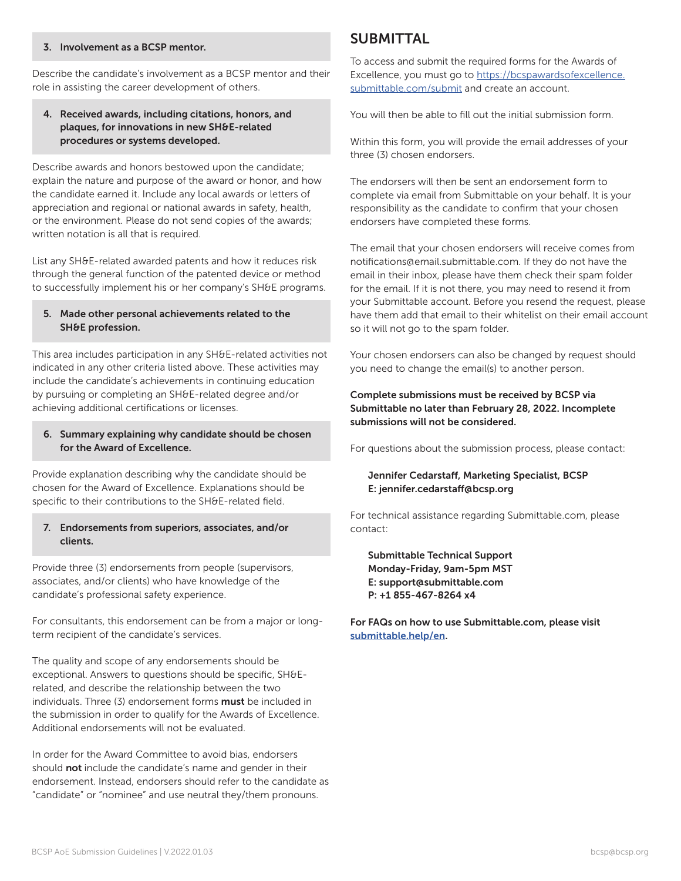### 3. Involvement as a BCSP mentor.

Describe the candidate's involvement as a BCSP mentor and their role in assisting the career development of others.

### 4. Received awards, including citations, honors, and plaques, for innovations in new SH&E-related procedures or systems developed.

Describe awards and honors bestowed upon the candidate; explain the nature and purpose of the award or honor, and how the candidate earned it. Include any local awards or letters of appreciation and regional or national awards in safety, health, or the environment. Please do not send copies of the awards; written notation is all that is required.

List any SH&E-related awarded patents and how it reduces risk through the general function of the patented device or method to successfully implement his or her company's SH&E programs.

### 5. Made other personal achievements related to the SH&E profession.

This area includes participation in any SH&E-related activities not indicated in any other criteria listed above. These activities may include the candidate's achievements in continuing education by pursuing or completing an SH&E-related degree and/or achieving additional certifications or licenses.

### 6. Summary explaining why candidate should be chosen for the Award of Excellence.

Provide explanation describing why the candidate should be chosen for the Award of Excellence. Explanations should be specific to their contributions to the SH&E-related field.

### 7. Endorsements from superiors, associates, and/or clients.

Provide three (3) endorsements from people (supervisors, associates, and/or clients) who have knowledge of the candidate's professional safety experience.

For consultants, this endorsement can be from a major or long-term recipient of the candidate's services.

The quality and scope of any endorsements should be exceptional. Answers to questions should be specific, SH&E-related, and describe the relationship between the two individuals. Three (3) endorsement forms **must** be included in the submission in order to qualify for the Awards of Excellence. Additional endorsements will not be evaluated.

In order for the Award Committee to avoid bias, endorsers should **not** include the candidate's name and gender in their endorsement. Instead, endorsers should refer to the candidate as "candidate" or "nominee" and use neutral they/them pronouns.

## SUBMITTAL

To access and submit the required forms for the Awards of Excellence, you must go to [https://bcspawardsofexcellence.submittable.com/submit](https://bcspawardsofexcellence.submittable.com/submit) and create an account.

You will then be able to fill out the initial submission form.

Within this form, you will provide the email addresses of your three (3) chosen endorsers.

The endorsers will then be sent an endorsement form to complete via email from Submittable on your behalf. It is your responsibility as the candidate to confirm that your chosen endorsers have completed these forms.

The email that your chosen endorsers will receive comes from notifications@email.submittable.com. If they do not have the email in their inbox, please have them check their spam folder for the email. If it is not there, you may need to resend it from your Submittable account. Before you resend the request, please have them add that email to their whitelist on their email account so it will not go to the spam folder.

Your chosen endorsers can also be changed by request should you need to change the email(s) to another person.

**Complete submissions must be received by BCSP via Submittable no later than February 28, 2022. Incomplete submissions will not be considered.**

For questions about the submission process, please contact:

**Jennifer Cedarstaff, Marketing Specialist, BCSP**
**E: jennifer.cedarstaff@bcsp.org**

For technical assistance regarding Submittable.com, please contact:

**Submittable Technical Support**
**Monday-Friday, 9am-5pm MST**
**E: support@submittable.com**
**P: +1 855-467-8264 x4**

**For FAQs on how to use Submittable.com, please visit [submittable.help/en](submittable.help/en).**